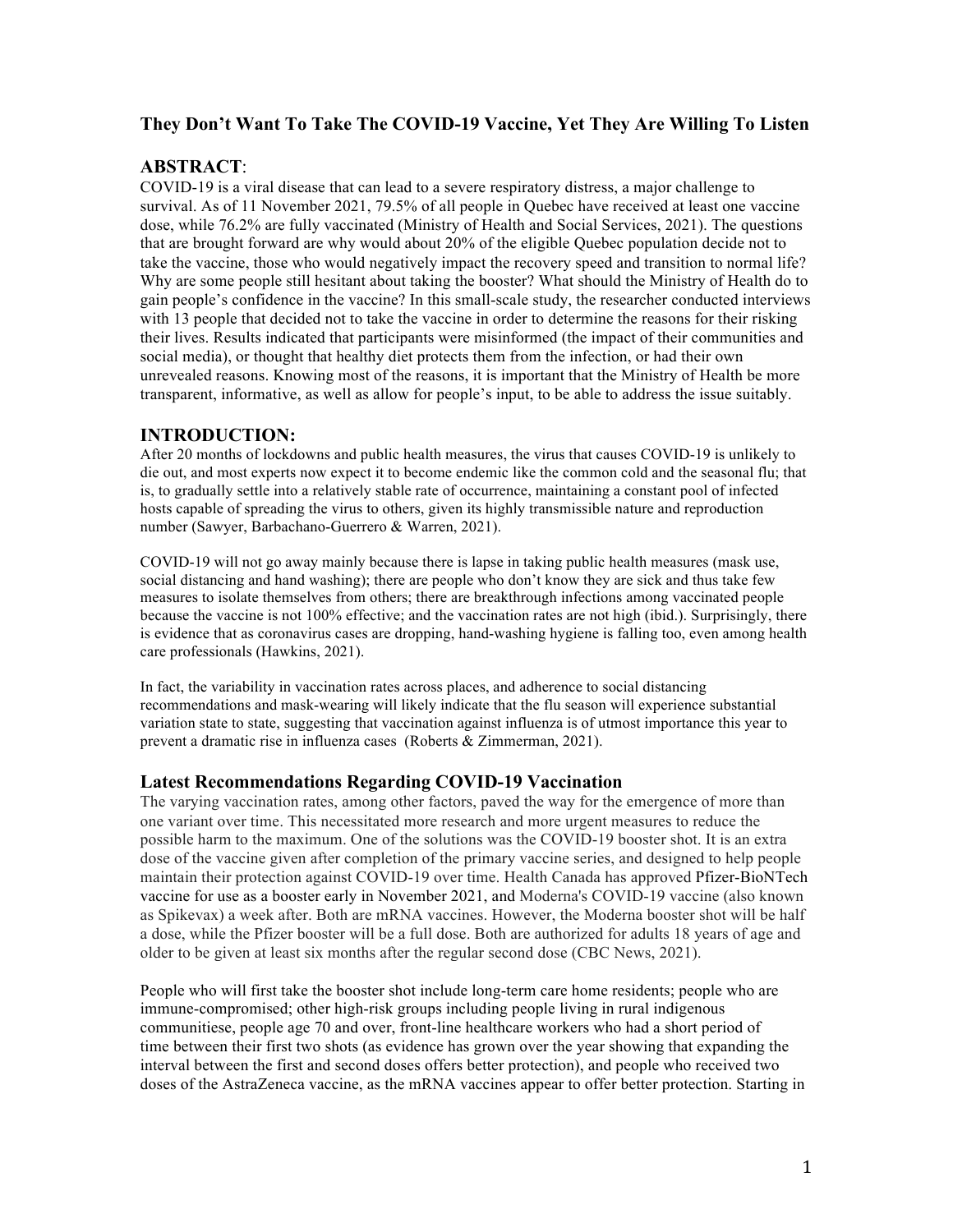### They Don't Want To Take The COVID-19 Vaccine, Yet They Are Willing To Listen

## ABSTRACT:

COVID-19 is a viral disease that can lead to a severe respiratory distress, a major challenge to survival. As of 11 November 2021, 79.5% of all people in Quebec have received at least one vaccine dose, while 76.2% are fully vaccinated (Ministry of Health and Social Services, 2021). The questions that are brought forward are why would about 20% of the eligible Quebec population decide not to take the vaccine, those who would negatively impact the recovery speed and transition to normal life? Why are some people still hesitant about taking the booster? What should the Ministry of Health do to gain people's confidence in the vaccine? In this small-scale study, the researcher conducted interviews with 13 people that decided not to take the vaccine in order to determine the reasons for their risking their lives. Results indicated that participants were misinformed (the impact of their communities and social media), or thought that healthy diet protects them from the infection, or had their own unrevealed reasons. Knowing most of the reasons, it is important that the Ministry of Health be more transparent, informative, as well as allow for people's input, to be able to address the issue suitably.

## INTRODUCTION:

After 20 months of lockdowns and public health measures, the virus that causes COVID-19 is unlikely to die out, and most experts now expect it to become endemic like the common cold and the seasonal flu; that is, to gradually settle into a relatively stable rate of occurrence, maintaining a constant pool of infected hosts capable of spreading the virus to others, given its highly transmissible nature and reproduction number (Sawyer, Barbachano-Guerrero & Warren, 2021).

COVID-19 will not go away mainly because there is lapse in taking public health measures (mask use, social distancing and hand washing); there are people who don't know they are sick and thus take few measures to isolate themselves from others; there are breakthrough infections among vaccinated people because the vaccine is not 100% effective; and the vaccination rates are not high (ibid.). Surprisingly, there is evidence that as coronavirus cases are dropping, hand-washing hygiene is falling too, even among health care professionals (Hawkins, 2021).

In fact, the variability in vaccination rates across places, and adherence to social distancing recommendations and mask-wearing will likely indicate that the flu season will experience substantial variation state to state, suggesting that vaccination against influenza is of utmost importance this year to prevent a dramatic rise in influenza cases (Roberts & Zimmerman, 2021).

### Latest Recommendations Regarding COVID-19 Vaccination

The varying vaccination rates, among other factors, paved the way for the emergence of more than one variant over time. This necessitated more research and more urgent measures to reduce the possible harm to the maximum. One of the solutions was the COVID-19 booster shot. It is an extra dose of the vaccine given after completion of the primary vaccine series, and designed to help people maintain their protection against COVID-19 over time. Health Canada has approved Pfizer-BioNTech vaccine for use as a booster early in November 2021, and Moderna's COVID-19 vaccine (also known as Spikevax) a week after. Both are mRNA vaccines. However, the Moderna booster shot will be half a dose, while the Pfizer booster will be a full dose. Both are authorized for adults 18 years of age and older to be given at least six months after the regular second dose (CBC News, 2021).

People who will first take the booster shot include long-term care home residents; people who are immune-compromised; other high-risk groups including people living in rural indigenous communitiese, people age 70 and over, front-line healthcare workers who had a short period of time between their first two shots (as evidence has grown over the year showing that expanding the interval between the first and second doses offers better protection), and people who received two doses of the AstraZeneca vaccine, as the mRNA vaccines appear to offer better protection. Starting in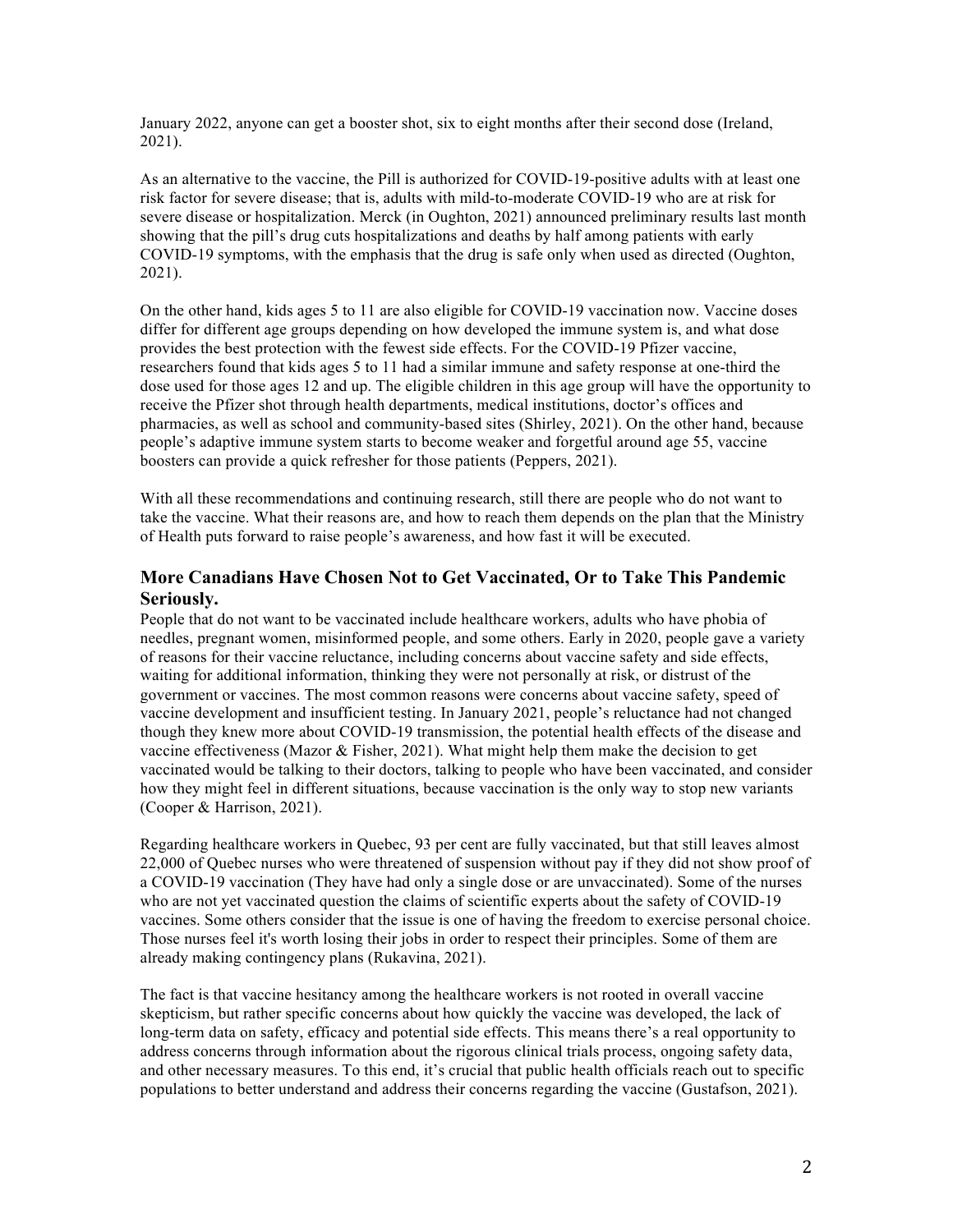January 2022, anyone can get a booster shot, six to eight months after their second dose (Ireland, 2021).

As an alternative to the vaccine, the Pill is authorized for COVID-19-positive adults with at least one risk factor for severe disease; that is, adults with mild-to-moderate COVID-19 who are at risk for severe disease or hospitalization. Merck (in Oughton, 2021) announced preliminary results last month showing that the pill's drug cuts hospitalizations and deaths by half among patients with early COVID-19 symptoms, with the emphasis that the drug is safe only when used as directed (Oughton, 2021).

On the other hand, kids ages 5 to 11 are also eligible for COVID-19 vaccination now. Vaccine doses differ for different age groups depending on how developed the immune system is, and what dose provides the best protection with the fewest side effects. For the COVID-19 Pfizer vaccine, researchers found that kids ages 5 to 11 had a similar immune and safety response at one-third the dose used for those ages 12 and up. The eligible children in this age group will have the opportunity to receive the Pfizer shot through health departments, medical institutions, doctor's offices and pharmacies, as well as school and community-based sites (Shirley, 2021). On the other hand, because people's adaptive immune system starts to become weaker and forgetful around age 55, vaccine boosters can provide a quick refresher for those patients (Peppers, 2021).

With all these recommendations and continuing research, still there are people who do not want to take the vaccine. What their reasons are, and how to reach them depends on the plan that the Ministry of Health puts forward to raise people's awareness, and how fast it will be executed.

### More Canadians Have Chosen Not to Get Vaccinated, Or to Take This Pandemic Seriously.

People that do not want to be vaccinated include healthcare workers, adults who have phobia of needles, pregnant women, misinformed people, and some others. Early in 2020, people gave a variety of reasons for their vaccine reluctance, including concerns about vaccine safety and side effects, waiting for additional information, thinking they were not personally at risk, or distrust of the government or vaccines. The most common reasons were concerns about vaccine safety, speed of vaccine development and insufficient testing. In January 2021, people's reluctance had not changed though they knew more about COVID-19 transmission, the potential health effects of the disease and vaccine effectiveness (Mazor & Fisher, 2021). What might help them make the decision to get vaccinated would be talking to their doctors, talking to people who have been vaccinated, and consider how they might feel in different situations, because vaccination is the only way to stop new variants (Cooper & Harrison, 2021).

Regarding healthcare workers in Quebec, 93 per cent are fully vaccinated, but that still leaves almost 22,000 of Quebec nurses who were threatened of suspension without pay if they did not show proof of a COVID-19 vaccination (They have had only a single dose or are unvaccinated). Some of the nurses who are not yet vaccinated question the claims of scientific experts about the safety of COVID-19 vaccines. Some others consider that the issue is one of having the freedom to exercise personal choice. Those nurses feel it's worth losing their jobs in order to respect their principles. Some of them are already making contingency plans (Rukavina, 2021).

The fact is that vaccine hesitancy among the healthcare workers is not rooted in overall vaccine skepticism, but rather specific concerns about how quickly the vaccine was developed, the lack of long-term data on safety, efficacy and potential side effects. This means there's a real opportunity to address concerns through information about the rigorous clinical trials process, ongoing safety data, and other necessary measures. To this end, it's crucial that public health officials reach out to specific populations to better understand and address their concerns regarding the vaccine (Gustafson, 2021).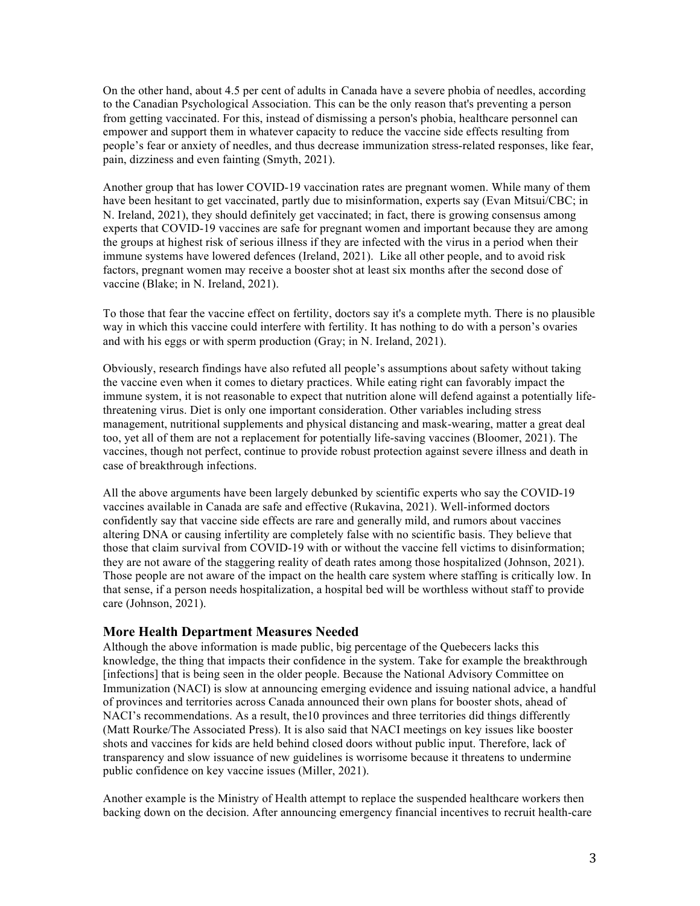On the other hand, about 4.5 per cent of adults in Canada have a severe phobia of needles, according to the Canadian Psychological Association. This can be the only reason that's preventing a person from getting vaccinated. For this, instead of dismissing a person's phobia, healthcare personnel can empower and support them in whatever capacity to reduce the vaccine side effects resulting from people's fear or anxiety of needles, and thus decrease immunization stress-related responses, like fear, pain, dizziness and even fainting (Smyth, 2021).

Another group that has lower COVID-19 vaccination rates are pregnant women. While many of them have been hesitant to get vaccinated, partly due to misinformation, experts say (Evan Mitsui/CBC; in N. Ireland, 2021), they should definitely get vaccinated; in fact, there is growing consensus among experts that COVID-19 vaccines are safe for pregnant women and important because they are among the groups at highest risk of serious illness if they are infected with the virus in a period when their immune systems have lowered defences (Ireland, 2021). Like all other people, and to avoid risk factors, pregnant women may receive a booster shot at least six months after the second dose of vaccine (Blake; in N. Ireland, 2021).

To those that fear the vaccine effect on fertility, doctors say it's a complete myth. There is no plausible way in which this vaccine could interfere with fertility. It has nothing to do with a person's ovaries and with his eggs or with sperm production (Gray; in N. Ireland, 2021).

Obviously, research findings have also refuted all people's assumptions about safety without taking the vaccine even when it comes to dietary practices. While eating right can favorably impact the immune system, it is not reasonable to expect that nutrition alone will defend against a potentially life-threatening virus. Diet is only one important consideration. Other variables including stress management, nutritional supplements and physical distancing and mask-wearing, matter a great deal too, yet all of them are not a replacement for potentially life-saving vaccines (Bloomer, 2021). The vaccines, though not perfect, continue to provide robust protection against severe illness and death in case of breakthrough infections.

All the above arguments have been largely debunked by scientific experts who say the COVID-19 vaccines available in Canada are safe and effective (Rukavina, 2021). Well-informed doctors confidently say that vaccine side effects are rare and generally mild, and rumors about vaccines altering DNA or causing infertility are completely false with no scientific basis. They believe that those that claim survival from COVID-19 with or without the vaccine fell victims to disinformation; they are not aware of the staggering reality of death rates among those hospitalized (Johnson, 2021). Those people are not aware of the impact on the health care system where staffing is critically low. In that sense, if a person needs hospitalization, a hospital bed will be worthless without staff to provide care (Johnson, 2021).

## More Health Department Measures Needed

Although the above information is made public, big percentage of the Quebecers lacks this knowledge, the thing that impacts their confidence in the system. Take for example the breakthrough [infections] that is being seen in the older people. Because the National Advisory Committee on Immunization (NACI) is slow at announcing emerging evidence and issuing national advice, a handful of provinces and territories across Canada announced their own plans for booster shots, ahead of NACI's recommendations. As a result, the10 provinces and three territories did things differently (Matt Rourke/The Associated Press). It is also said that NACI meetings on key issues like booster shots and vaccines for kids are held behind closed doors without public input. Therefore, lack of transparency and slow issuance of new guidelines is worrisome because it threatens to undermine public confidence on key vaccine issues (Miller, 2021).

Another example is the Ministry of Health attempt to replace the suspended healthcare workers then backing down on the decision. After announcing emergency financial incentives to recruit health-care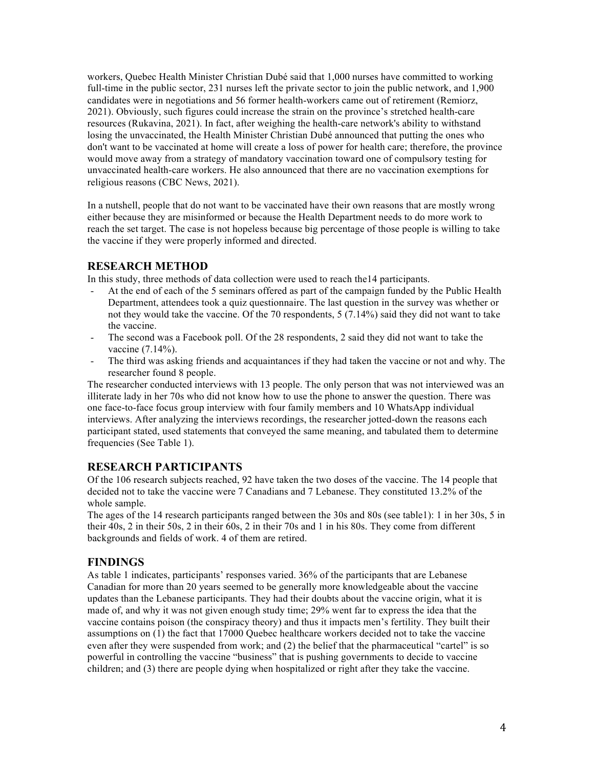workers, Quebec Health Minister Christian Dubé said that 1,000 nurses have committed to working full-time in the public sector, 231 nurses left the private sector to join the public network, and 1,900 candidates were in negotiations and 56 former health-workers came out of retirement (Remiorz, 2021). Obviously, such figures could increase the strain on the province's stretched health-care resources (Rukavina, 2021). In fact, after weighing the health-care network's ability to withstand losing the unvaccinated, the Health Minister Christian Dubé announced that putting the ones who don't want to be vaccinated at home will create a loss of power for health care; therefore, the province would move away from a strategy of mandatory vaccination toward one of compulsory testing for unvaccinated health-care workers. He also announced that there are no vaccination exemptions for religious reasons (CBC News, 2021).

In a nutshell, people that do not want to be vaccinated have their own reasons that are mostly wrong either because they are misinformed or because the Health Department needs to do more work to reach the set target. The case is not hopeless because big percentage of those people is willing to take the vaccine if they were properly informed and directed.

## RESEARCH METHOD

In this study, three methods of data collection were used to reach the14 participants.

- At the end of each of the 5 seminars offered as part of the campaign funded by the Public Health Department, attendees took a quiz questionnaire. The last question in the survey was whether or not they would take the vaccine. Of the 70 respondents, 5 (7.14%) said they did not want to take the vaccine.
- The second was a Facebook poll. Of the 28 respondents, 2 said they did not want to take the vaccine (7.14%).
- The third was asking friends and acquaintances if they had taken the vaccine or not and why. The researcher found 8 people.

The researcher conducted interviews with 13 people. The only person that was not interviewed was an illiterate lady in her 70s who did not know how to use the phone to answer the question. There was one face-to-face focus group interview with four family members and 10 WhatsApp individual interviews. After analyzing the interviews recordings, the researcher jotted-down the reasons each participant stated, used statements that conveyed the same meaning, and tabulated them to determine frequencies (See Table 1).

## RESEARCH PARTICIPANTS

Of the 106 research subjects reached, 92 have taken the two doses of the vaccine. The 14 people that decided not to take the vaccine were 7 Canadians and 7 Lebanese. They constituted 13.2% of the whole sample.

The ages of the 14 research participants ranged between the 30s and 80s (see table1): 1 in her 30s, 5 in their 40s, 2 in their 50s, 2 in their 60s, 2 in their 70s and 1 in his 80s. They come from different backgrounds and fields of work. 4 of them are retired.

## FINDINGS

As table 1 indicates, participants' responses varied. 36% of the participants that are Lebanese Canadian for more than 20 years seemed to be generally more knowledgeable about the vaccine updates than the Lebanese participants. They had their doubts about the vaccine origin, what it is made of, and why it was not given enough study time; 29% went far to express the idea that the vaccine contains poison (the conspiracy theory) and thus it impacts men's fertility. They built their assumptions on (1) the fact that 17000 Quebec healthcare workers decided not to take the vaccine even after they were suspended from work; and (2) the belief that the pharmaceutical "cartel" is so powerful in controlling the vaccine "business" that is pushing governments to decide to vaccine children; and (3) there are people dying when hospitalized or right after they take the vaccine.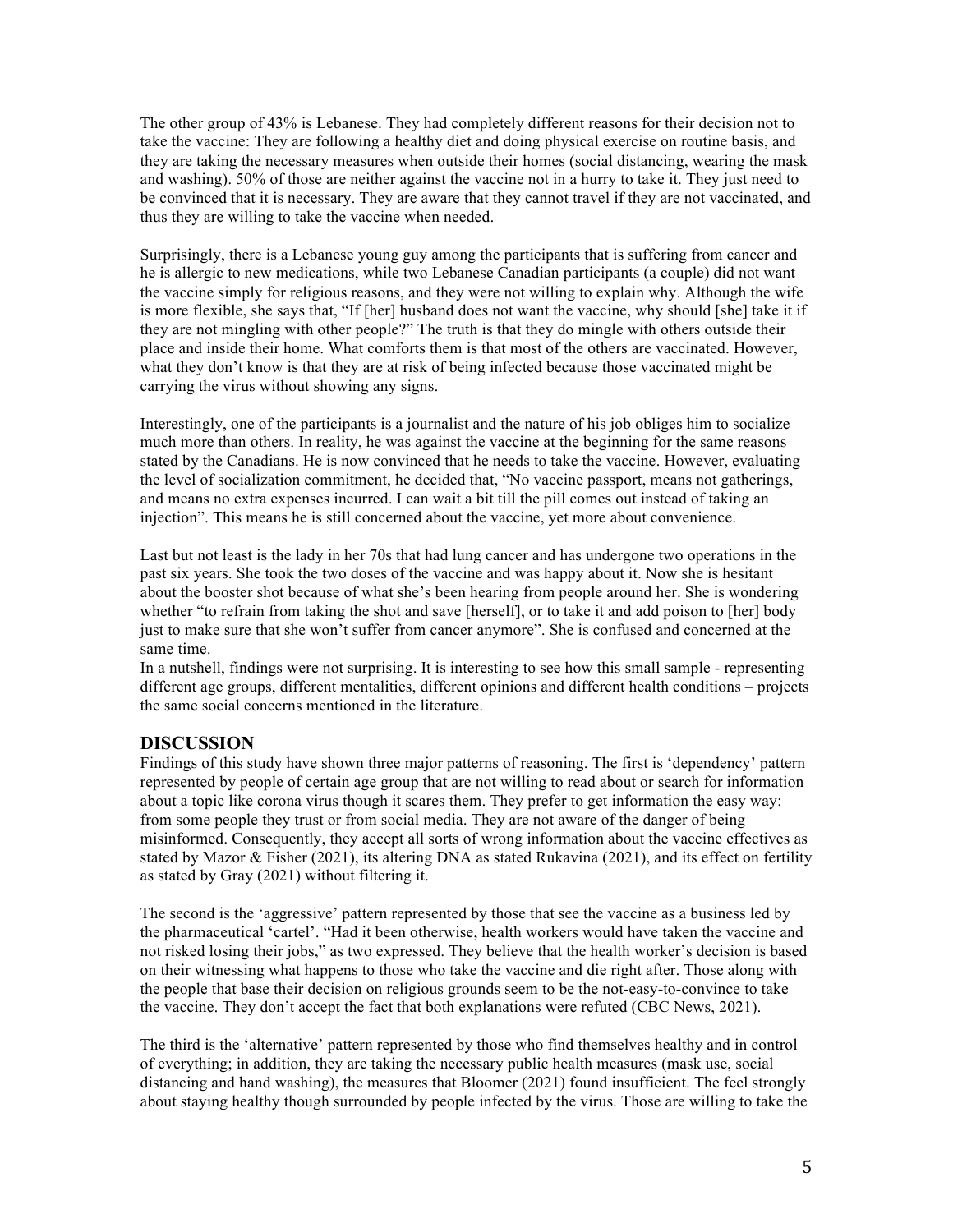The other group of 43% is Lebanese. They had completely different reasons for their decision not to take the vaccine: They are following a healthy diet and doing physical exercise on routine basis, and they are taking the necessary measures when outside their homes (social distancing, wearing the mask and washing). 50% of those are neither against the vaccine not in a hurry to take it. They just need to be convinced that it is necessary. They are aware that they cannot travel if they are not vaccinated, and thus they are willing to take the vaccine when needed.

Surprisingly, there is a Lebanese young guy among the participants that is suffering from cancer and he is allergic to new medications, while two Lebanese Canadian participants (a couple) did not want the vaccine simply for religious reasons, and they were not willing to explain why. Although the wife is more flexible, she says that, "If [her] husband does not want the vaccine, why should [she] take it if they are not mingling with other people?" The truth is that they do mingle with others outside their place and inside their home. What comforts them is that most of the others are vaccinated. However, what they don't know is that they are at risk of being infected because those vaccinated might be carrying the virus without showing any signs.

Interestingly, one of the participants is a journalist and the nature of his job obliges him to socialize much more than others. In reality, he was against the vaccine at the beginning for the same reasons stated by the Canadians. He is now convinced that he needs to take the vaccine. However, evaluating the level of socialization commitment, he decided that, "No vaccine passport, means not gatherings, and means no extra expenses incurred. I can wait a bit till the pill comes out instead of taking an injection". This means he is still concerned about the vaccine, yet more about convenience.

Last but not least is the lady in her 70s that had lung cancer and has undergone two operations in the past six years. She took the two doses of the vaccine and was happy about it. Now she is hesitant about the booster shot because of what she's been hearing from people around her. She is wondering whether "to refrain from taking the shot and save [herself], or to take it and add poison to [her] body just to make sure that she won't suffer from cancer anymore". She is confused and concerned at the same time.

In a nutshell, findings were not surprising. It is interesting to see how this small sample - representing different age groups, different mentalities, different opinions and different health conditions – projects the same social concerns mentioned in the literature.

## DISCUSSION

Findings of this study have shown three major patterns of reasoning. The first is 'dependency' pattern represented by people of certain age group that are not willing to read about or search for information about a topic like corona virus though it scares them. They prefer to get information the easy way: from some people they trust or from social media. They are not aware of the danger of being misinformed. Consequently, they accept all sorts of wrong information about the vaccine effectives as stated by Mazor & Fisher (2021), its altering DNA as stated Rukavina (2021), and its effect on fertility as stated by Gray (2021) without filtering it.

The second is the 'aggressive' pattern represented by those that see the vaccine as a business led by the pharmaceutical 'cartel'. "Had it been otherwise, health workers would have taken the vaccine and not risked losing their jobs," as two expressed. They believe that the health worker's decision is based on their witnessing what happens to those who take the vaccine and die right after. Those along with the people that base their decision on religious grounds seem to be the not-easy-to-convince to take the vaccine. They don't accept the fact that both explanations were refuted (CBC News, 2021).

The third is the 'alternative' pattern represented by those who find themselves healthy and in control of everything; in addition, they are taking the necessary public health measures (mask use, social distancing and hand washing), the measures that Bloomer (2021) found insufficient. The feel strongly about staying healthy though surrounded by people infected by the virus. Those are willing to take the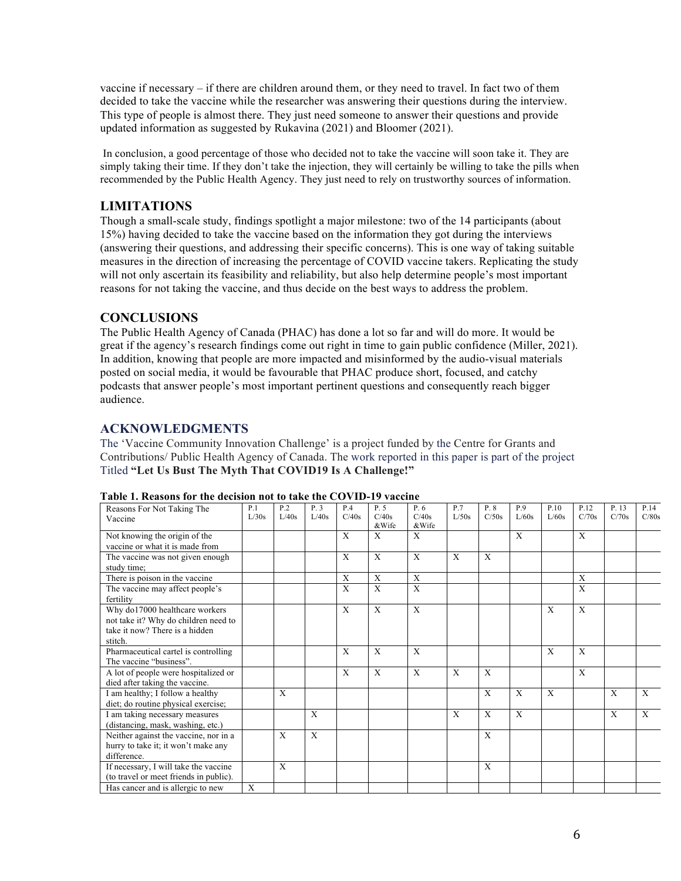vaccine if necessary – if there are children around them, or they need to travel. In fact two of them decided to take the vaccine while the researcher was answering their questions during the interview. This type of people is almost there. They just need someone to answer their questions and provide updated information as suggested by Rukavina (2021) and Bloomer (2021).

In conclusion, a good percentage of those who decided not to take the vaccine will soon take it. They are simply taking their time. If they don't take the injection, they will certainly be willing to take the pills when recommended by the Public Health Agency. They just need to rely on trustworthy sources of information.

## LIMITATIONS

Though a small-scale study, findings spotlight a major milestone: two of the 14 participants (about 15%) having decided to take the vaccine based on the information they got during the interviews (answering their questions, and addressing their specific concerns). This is one way of taking suitable measures in the direction of increasing the percentage of COVID vaccine takers. Replicating the study will not only ascertain its feasibility and reliability, but also help determine people's most important reasons for not taking the vaccine, and thus decide on the best ways to address the problem.

## CONCLUSIONS

The Public Health Agency of Canada (PHAC) has done a lot so far and will do more. It would be great if the agency's research findings come out right in time to gain public confidence (Miller, 2021). In addition, knowing that people are more impacted and misinformed by the audio-visual materials posted on social media, it would be favourable that PHAC produce short, focused, and catchy podcasts that answer people's most important pertinent questions and consequently reach bigger audience.

## ACKNOWLEDGMENTS

The 'Vaccine Community Innovation Challenge' is a project funded by the Centre for Grants and Contributions/ Public Health Agency of Canada. The work reported in this paper is part of the project Titled **"Let Us Bust The Myth That COVID19 Is A Challenge!"**

**Table 1. Reasons for the decision not to take the COVID-19 vaccine**

| Reasons For Not Taking The Vaccine | P.1 L/30s | P.2 L/40s | P. 3 L/40s | P.4 C/40s | P. 5 C/40s &Wife | P. 6 C/40s &Wife | P.7 L/50s | P. 8 C/50s | P.9 L/60s | P.10 L/60s | P.12 C/70s | P. 13 C/70s | P.14 C/80s |
|---|---|---|---|---|---|---|---|---|---|---|---|---|---|
| Not knowing the origin of the vaccine or what it is made from | | | | X | X | X | | | X | | X | | |
| The vaccine was not given enough study time; | | | | X | X | X | X | X | | | | | |
| There is poison in the vaccine | | | | X | X | X | | | | | X | | |
| The vaccine may affect people's fertility | | | | X | X | X | | | | | X | | |
| Why do17000 healthcare workers not take it? Why do children need to take it now? There is a hidden stitch. | | | | X | X | X | | | | X | X | | |
| Pharmaceutical cartel is controlling The vaccine "business". | | | | X | X | X | | | | X | X | | |
| A lot of people were hospitalized or died after taking the vaccine. | | | | X | X | X | X | X | | | X | | |
| I am healthy; I follow a healthy diet; do routine physical exercise; | | X | | | | | | X | X | X | | X | X |
| I am taking necessary measures (distancing, mask, washing, etc.) | | | X | | | | X | X | X | | | X | X |
| Neither against the vaccine, nor in a hurry to take it; it won't make any difference. | | X | X | | | | | X | | | | | |
| If necessary, I will take the vaccine (to travel or meet friends in public). | | X | | | | | | X | | | | | |
| Has cancer and is allergic to new | X | | | | | | | | | | | | |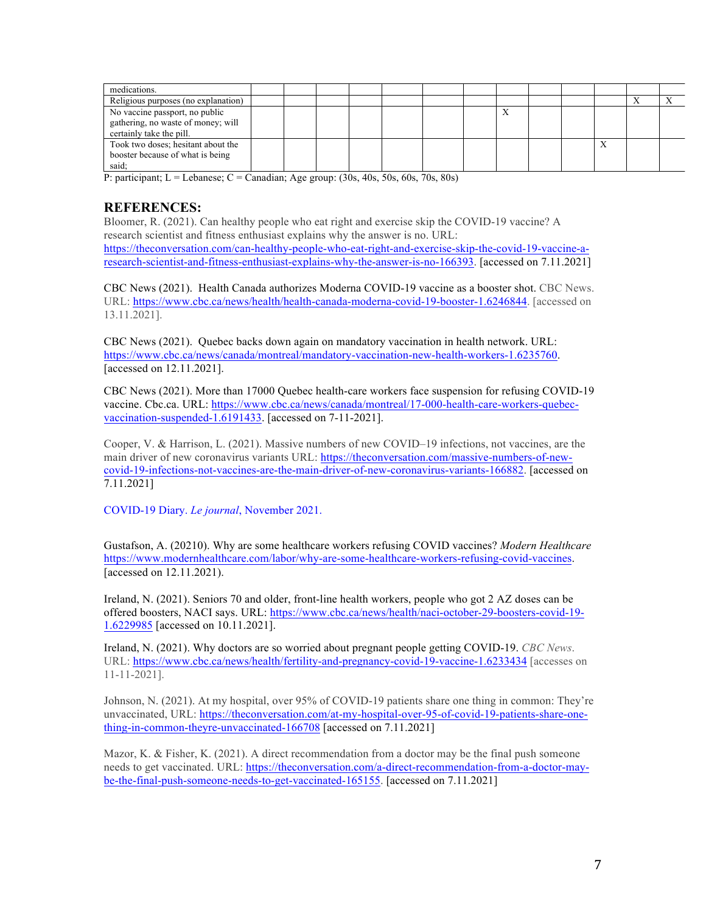| | | | | | | | | | | | | | |
|---|---|---|---|---|---|---|---|---|---|---|---|---|---|
| medications. | | | | | | | | | | | | | |
| Religious purposes (no explanation) | | | | | | | | | | | | X | X |
| No vaccine passport, no public gathering, no waste of money; will certainly take the pill. | | | | | | | | X | | | | | |
| Took two doses; hesitant about the booster because of what is being said; | | | | | | | | | | | X | | |

P: participant; L = Lebanese; C = Canadian; Age group: (30s, 40s, 50s, 60s, 70s, 80s)

## REFERENCES:

Bloomer, R. (2021). Can healthy people who eat right and exercise skip the COVID-19 vaccine? A research scientist and fitness enthusiast explains why the answer is no. URL: https://theconversation.com/can-healthy-people-who-eat-right-and-exercise-skip-the-covid-19-vaccine-a-research-scientist-and-fitness-enthusiast-explains-why-the-answer-is-no-166393. [accessed on 7.11.2021]

CBC News (2021). Health Canada authorizes Moderna COVID-19 vaccine as a booster shot. CBC News. URL: https://www.cbc.ca/news/health/health-canada-moderna-covid-19-booster-1.6246844. [accessed on 13.11.2021].

CBC News (2021). Quebec backs down again on mandatory vaccination in health network. URL: https://www.cbc.ca/news/canada/montreal/mandatory-vaccination-new-health-workers-1.6235760. [accessed on 12.11.2021].

CBC News (2021). More than 17000 Quebec health-care workers face suspension for refusing COVID-19 vaccine. Cbc.ca. URL: https://www.cbc.ca/news/canada/montreal/17-000-health-care-workers-quebec-vaccination-suspended-1.6191433. [accessed on 7-11-2021].

Cooper, V. & Harrison, L. (2021). Massive numbers of new COVID–19 infections, not vaccines, are the main driver of new coronavirus variants URL: https://theconversation.com/massive-numbers-of-new-covid-19-infections-not-vaccines-are-the-main-driver-of-new-coronavirus-variants-166882. [accessed on 7.11.2021]

COVID-19 Diary. *Le journal*, November 2021.

Gustafson, A. (20210). Why are some healthcare workers refusing COVID vaccines? *Modern Healthcare* https://www.modernhealthcare.com/labor/why-are-some-healthcare-workers-refusing-covid-vaccines. [accessed on 12.11.2021).

Ireland, N. (2021). Seniors 70 and older, front-line health workers, people who got 2 AZ doses can be offered boosters, NACI says. URL: https://www.cbc.ca/news/health/naci-october-29-boosters-covid-19-1.6229985 [accessed on 10.11.2021].

Ireland, N. (2021). Why doctors are so worried about pregnant people getting COVID-19. *CBC News*. URL: https://www.cbc.ca/news/health/fertility-and-pregnancy-covid-19-vaccine-1.6233434 [accesses on 11-11-2021].

Johnson, N. (2021). At my hospital, over 95% of COVID-19 patients share one thing in common: They're unvaccinated, URL: https://theconversation.com/at-my-hospital-over-95-of-covid-19-patients-share-one-thing-in-common-theyre-unvaccinated-166708 [accessed on 7.11.2021]

Mazor, K. & Fisher, K. (2021). A direct recommendation from a doctor may be the final push someone needs to get vaccinated. URL: https://theconversation.com/a-direct-recommendation-from-a-doctor-may-be-the-final-push-someone-needs-to-get-vaccinated-165155. [accessed on 7.11.2021]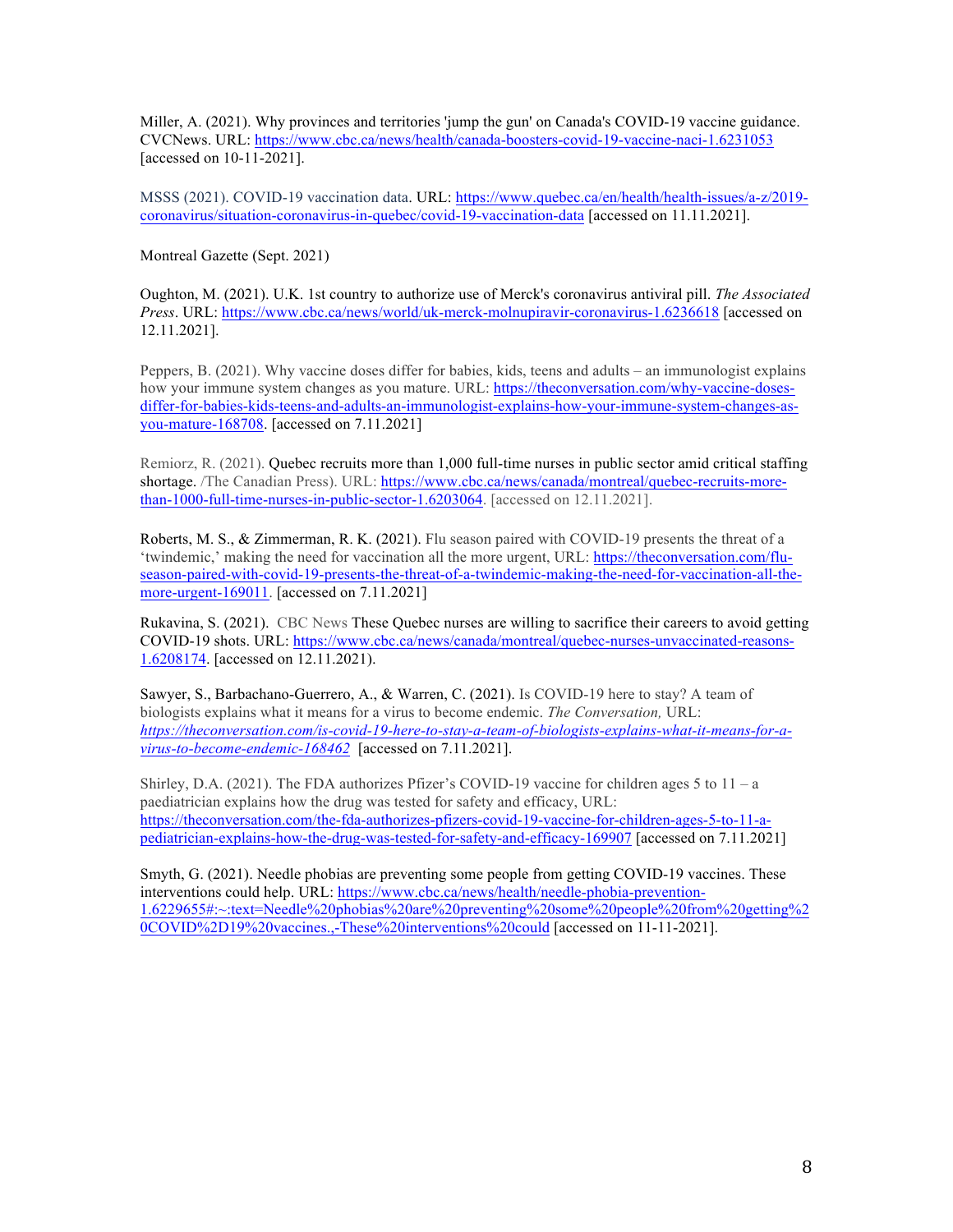Miller, A. (2021). Why provinces and territories 'jump the gun' on Canada's COVID-19 vaccine guidance. CVCNews. URL: https://www.cbc.ca/news/health/canada-boosters-covid-19-vaccine-naci-1.6231053 [accessed on 10-11-2021].

MSSS (2021). COVID-19 vaccination data. URL: https://www.quebec.ca/en/health/health-issues/a-z/2019-coronavirus/situation-coronavirus-in-quebec/covid-19-vaccination-data [accessed on 11.11.2021].

Montreal Gazette (Sept. 2021)

Oughton, M. (2021). U.K. 1st country to authorize use of Merck's coronavirus antiviral pill. *The Associated Press*. URL: https://www.cbc.ca/news/world/uk-merck-molnupiravir-coronavirus-1.6236618 [accessed on 12.11.2021].

Peppers, B. (2021). Why vaccine doses differ for babies, kids, teens and adults – an immunologist explains how your immune system changes as you mature. URL: https://theconversation.com/why-vaccine-doses-differ-for-babies-kids-teens-and-adults-an-immunologist-explains-how-your-immune-system-changes-as-you-mature-168708. [accessed on 7.11.2021]

Remiorz, R. (2021). Quebec recruits more than 1,000 full-time nurses in public sector amid critical staffing shortage. /The Canadian Press). URL: https://www.cbc.ca/news/canada/montreal/quebec-recruits-more-than-1000-full-time-nurses-in-public-sector-1.6203064. [accessed on 12.11.2021].

Roberts, M. S., & Zimmerman, R. K. (2021). Flu season paired with COVID-19 presents the threat of a 'twindemic,' making the need for vaccination all the more urgent, URL: https://theconversation.com/flu-season-paired-with-covid-19-presents-the-threat-of-a-twindemic-making-the-need-for-vaccination-all-the-more-urgent-169011. [accessed on 7.11.2021]

Rukavina, S. (2021). CBC News These Quebec nurses are willing to sacrifice their careers to avoid getting COVID-19 shots. URL: https://www.cbc.ca/news/canada/montreal/quebec-nurses-unvaccinated-reasons-1.6208174. [accessed on 12.11.2021).

Sawyer, S., Barbachano-Guerrero, A., & Warren, C. (2021). Is COVID-19 here to stay? A team of biologists explains what it means for a virus to become endemic. *The Conversation,* URL: *https://theconversation.com/is-covid-19-here-to-stay-a-team-of-biologists-explains-what-it-means-for-a-virus-to-become-endemic-168462* [accessed on 7.11.2021].

Shirley, D.A. (2021). The FDA authorizes Pfizer's COVID-19 vaccine for children ages 5 to 11 – a paediatrician explains how the drug was tested for safety and efficacy, URL: https://theconversation.com/the-fda-authorizes-pfizers-covid-19-vaccine-for-children-ages-5-to-11-a-pediatrician-explains-how-the-drug-was-tested-for-safety-and-efficacy-169907 [accessed on 7.11.2021]

Smyth, G. (2021). Needle phobias are preventing some people from getting COVID-19 vaccines. These interventions could help. URL: https://www.cbc.ca/news/health/needle-phobia-prevention-1.6229655#:~:text=Needle%20phobias%20are%20preventing%20some%20people%20from%20getting%20COVID%2D19%20vaccines.,-These%20interventions%20could [accessed on 11-11-2021].